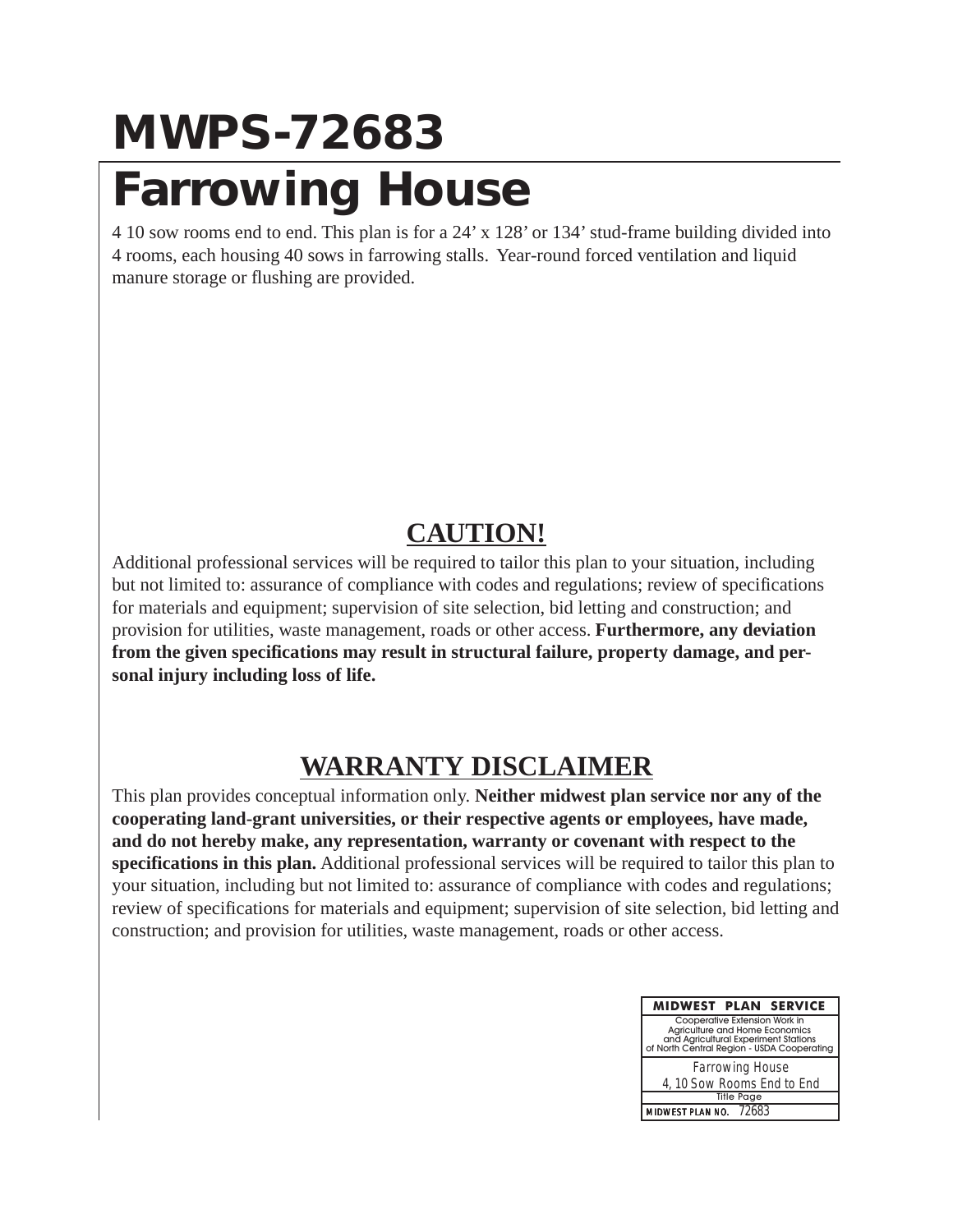# MWPS-72683

# Farrowing House

4 10 sow rooms end to end. This plan is for a 24' x 128' or 134' stud-frame building divided into 4 rooms, each housing 40 sows in farrowing stalls. Year-round forced ventilation and liquid manure storage or flushing are provided.

## CAUTION!

Additional professional services will be required to tailor this plan to your situation, including but not limited to: assurance of compliance with codes and regulations; review of specifications for materials and equipment; supervision of site selection, bid letting and construction; and provision for utilities, waste management, roads or other access. **Furthermore, any deviation from the given specifications may result in structural failure, property damage, and personal injury including loss of life.**

## WARRANTY DISCLAIMER

This plan provides conceptual information only. **Neither midwest plan service nor any of the cooperating land-grant universities, or their respective agents or employees, have made, and do not hereby make, any representation, warranty or covenant with respect to the specifications in this plan.** Additional professional services will be required to tailor this plan to your situation, including but not limited to: assurance of compliance with codes and regulations; review of specifications for materials and equipment; supervision of site selection, bid letting and construction; and provision for utilities, waste management, roads or other access.

| MIDWEST PLAN SERVICE |
| --- |
| Cooperative Extension Work in Agriculture and Home Economics and Agricultural Experiment Stations of North Central Region - USDA Cooperating |
| Farrowing House<br>4, 10 Sow Rooms End to End |
| Title Page |
| MIDWEST PLAN NO. 72683 |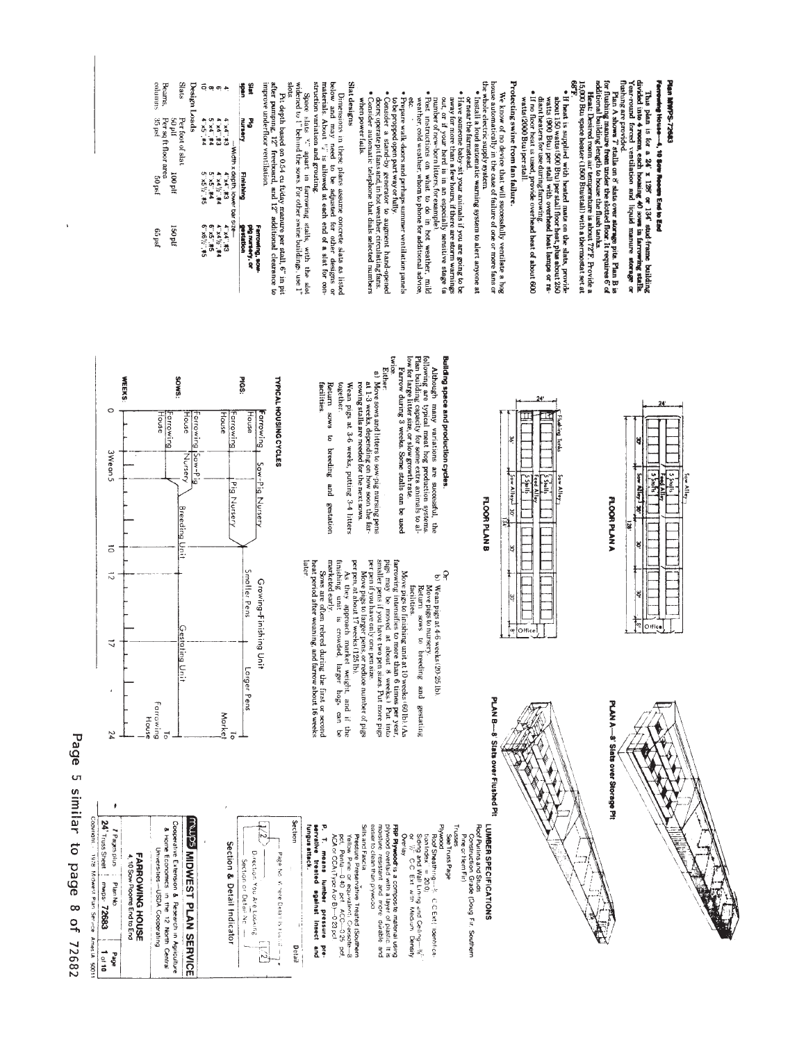## Plan MWPS-72683

### Farrowing House—4, 10 Sow Rooms End to End

This plan is for a 24' x 128' or 134' stud-frame building divided into 4 rooms, each housing 40 sows in farrowing stalls. Year-round forced ventilation and liquid manure storage or flushing are provided.

Plan A shows 7' stalls on 8' slats over storage pits. Plan B is for flushing manure from under the slotted floor. It requires 6' of additional building length to house the flush tanks.

Heat: Desired room air temperature is about 72°F. Provide a 15,000 Btu space heater (1500 Btu/stall) with a thermostat set at 65°F.

- If heat is supplied with heated mats on the slats, provide about 150 watts (500 Btu) per stall floor heat, plus about 250 watts (900 Btu) per stall with overhead heat lamps or radiant heaters for use during farrowing.
- If no floor heat is used, provide overhead heat of about 600 watts (2000 Btu) per stall.

### Protecting swine from fan failure.

We know of no device that will successfully ventilate a hog house automatically in the case of failure of one or more fans or the whole electric supply system.

- Install a loud automatic warning system to alert anyone at or near the farmstead.
- Have someone baby-sit your animals if you are going to be away for more than a few hours, if there are storm warnings out, or if your herd is in an especially sensitive stage (a number of new-born litters, for example).
- Post instructions on what to do in hot weather, mild weather, cold weather, whom to phone for additional advice, etc.
- Prepare walk doors and perhaps summer ventilation panels to be propped open part way or fully.
- Consider a stand-by generator to augment hand-opened doors; operate pit fans and, in hot weather circulating fans.
- Consider automatic telephone that dials selected numbers when power fails.

### Slat designs.

Dimensions in these plans assume concrete slats as listed below and may need to be adjusted for other designs or materials. About ¼" is allowed at each end of a slat for construction variation and grouting.

Space slats ¾" apart in farrowing stalls, with the slot widened to 1" behind the sows. For other swine buildings, use 1" slots.

Pit depth based on 0.54 cu ft/day manure per stall, 6" in pit after pumping, 12" freeboard, and 12" additional clearance to improve under-floor ventilation.

| Slat span | Pig nursery | Finishing | Farrowing, sow-pig nursery, or gestation |
|---|---|---|---|
| | —Width x depth, lower bar size— | | |
| 4' | 4"x4", #3 | 4"x4", #3 | 4"x4", #3 |
| 6' | 4"x4", #3 | 4"x4½", #4 | 4"x4½", #4 |
| 8' | 5"x4", #4 | 5"x5", #4 | 6"x5", #5 |
| 10' | 4"x5", #4 | 5"x5½", #5 | 6"x6½", #5 |

### Design Loads

| | | | |
|---|---|---|---|
| Slats | Per foot of slat | 100 plf | 150 plf |
| Beams, columns | Per sq ft floor area | 50 psf | 65 psf |

**FLOOR PLAN A**

**FLOOR PLAN B**

**PLAN A—8' Slats over Storage Pit**

**PLAN B—8' Slats over Flushed Pit**

### Building space and production cycles.

Although many variations are successful, the following are typical meat hog production systems. Plan building capacity for some extra animals to allow for large litter size, or slow growth rate.

Farrow during 3 weeks. Some stalls can be used twice.

Either:

a) Move sows and litters to sow-pig nursing pens at 1-3 weeks, depending on how soon the farrowing stalls are needed for the next sows.

Wean pigs at 3-6 weeks, putting 3-4 litters together.

Return sows to breeding and gestation facilities.

Or

b) Wean pigs at 4-6 weeks (20-25 lb).

Move pigs to nursery.

Return sows to breeding and gestating facilities.

Move pigs to finishing unit at 10 weeks (60 lb). (As farrowing intensifies to more than 6 times per year, pigs may be moved at about 8 weeks.) Put into smaller pens if you have two pen sizes. Put more pigs per pen if you have only one pen size.

Move pigs to larger pens, or reduce number of pigs per pen, at about 17 weeks (125 lb).

As they approach market weight, and if the finishing unit is crowded, larger hogs can be marketed early.

Sows are often rebred during the first or second heat period after weaning, and farrow about 16 weeks later.

### TYPICAL HOUSING CYCLES

| | | | | | | |
|---|---|---|---|---|---|---|
| PIGS: | Farrowing House | Sow-Pig Nursery | | Growing-Finishing Unit | | To Market |
| | Farrowing House | Pig Nursery | | Smaller Pens | Larger Pens | |
| SOWS: | Farrowing House | Sow-Pig Nursery | Breeding Unit | Gestating Unit | | To Farrowing House |
| | Farrowing House | | | | | |
| WEEKS: | 0 | 3 Wean 5 | 10 | 12 | 17 | 24 |

### LUMBER SPECIFICATIONS

Roof Purlins and Studs
- Construction Grade (Doug Fir, Southern Pine or Hem Fir)

Trusses
- See Truss Page

Plywood
- Roof Sheathing—⅜" C-C Ext. Identification Index = 20/0
- Siding and Wall Lining and Ceiling—⅜" or ½" C-C Ext. with Medium Density Overlay

**FRP Plywood** is a composite material using plywood overlaid with a layer of plastic. It is moisture resistant and more durable and easier to clean than plywood.

Sills and Fascia
- Pressure Preservative Treated (Southern Yellow Pine or equivalent). Creosote—8 pcf, Penta—0.40 pcf, ACC—0.25 pcf, ACA or CCA (Type A or B)—0.23 pcf

**P. T. means lumber pressure preservative treated against insect and fungus attack.**

### Section & Detail Indicator

Section — Detail

Page No. Where Detail Is Found — Direction You Are Looking — Section or Detail No.

**MWPS MIDWEST PLAN SERVICE**

Cooperative Extension & Research in Agriculture & Home Economics in the 12 North Central Universities—USDA Cooperating

**FARROWING HOUSE**
4, 10 Sow Rooms End to End

| 7 Pages plus 24" Truss Sheet | Plan No. mwps 72683 | Page 1 of 10 |
|---|---|---|

Copyright 1978 Midwest Plan Service, Ames IA 50011

Page 5 similar to page 8 of 72682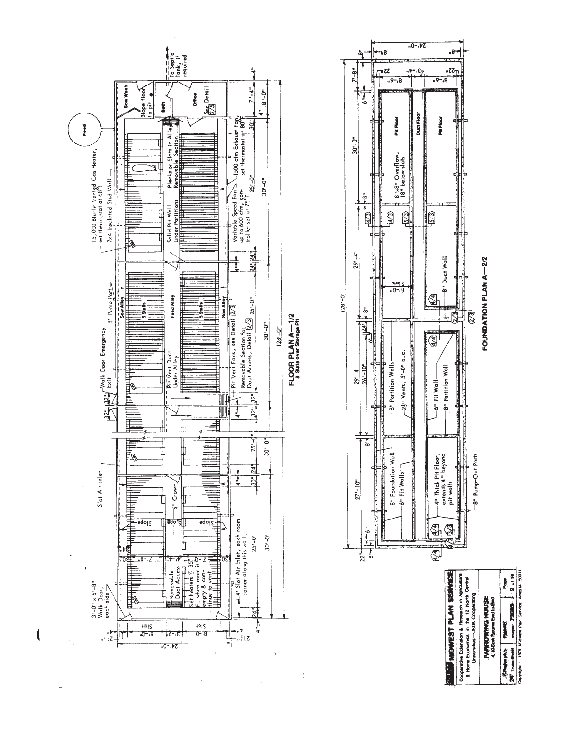# FLOOR PLAN A—1/2

8' Slats over Storage Pit

15,000 Btu/hr Vented Gas Heater, set thermostat at 68°F

2x4 Insulated Stud Wall

Slot Air Inlet

3'-0" x 6'-8" Walk Door, each side

Walk Door Emergency Exit

8" Pump Port

Feed

Sow Wash

Slope floor to pit

Bath

Office

See Detail 2/5

To Septic Tank, if required

Sow Alley

5 Stalls

Feed Alley

5 Stalls

Sow Alley

Pit Vent Duct Under Alley

Solid Pit Wall Under Partitions

Planks or Slats in Alley Removable Section

Pit Vent Fans, see Detail 2/3

Removable Section for Duct Access, Detail 2/3

Variable Speed Fan up to 600 cfm, controller set at 75°F

1500 cfm Exhaust Fan, set thermostat at 80°F

2" Crown

Slope

Removable Duct Access

Set heaters @ 35°F when room is empty & continue to vent.

4' Slot Air Inlet, each room corner along this wall.

Slot

8'-0"

7'-0"

24'-0"

21"

24" 25'-0" 30" 4" 32" 32" 4" 24" 24" 25'-0" 30" 4" 7'-4" 4"

30'-0" 30'-0" 30'-0" 30'-0" 8'-0"

128'-0"

# FOUNDATION PLAN A—2/2

8" Foundation Wall

6" Pit Walls

4" Thick Pit Floor, extends 4" beyond pit walls

8" Pump-Out Ports

8" Partition Walls

2½" Vents, 5'-0" o.c.

6" Pit Wall

8" Partition Wall

8" Duct Wall

8"x8" Overflow, 18" below slats

Pit Floor

Duct Floor

Pit Floor

Slots

4/4 2/3 3/3 4/3 5/3

22" 8" 6" 27'-10" 8" 29'-4" 26'-10" 6" 24" 8" 29'-4" 8" 30'-0" 6" 7'-8"

128'-0"

8'-0" 8'-6" 3'-4" 8'-6" 22" 8" 24'-0"

---

**MIDWEST PLAN SERVICE**

Cooperative Extension & Research in Agriculture & Home Economics in the 12 North Central Universities—USDA Cooperating

**FARROWING HOUSE**
4, 10-Sow Rooms End to End

| 3 Pages plus 24' Truss Sheet | Plan No. 72883 | Page 2 of 10 |
|---|---|---|

Copyright 1978 Midwest Plan Service, Ames IA 50011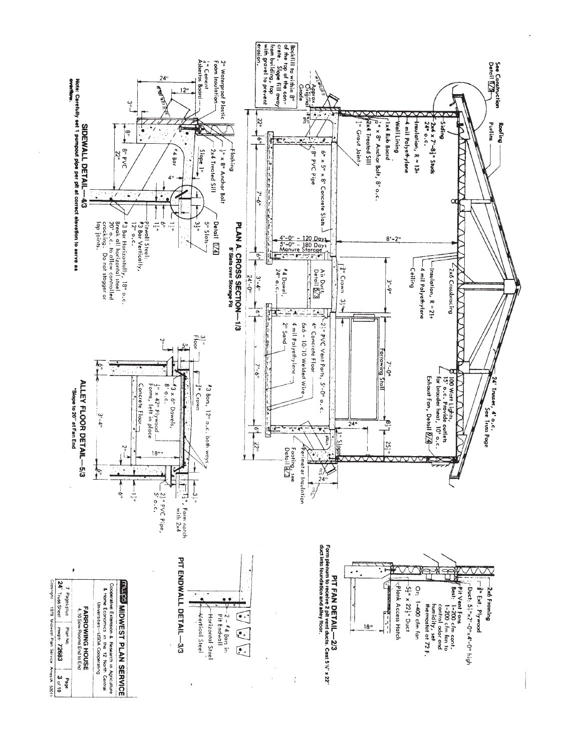## PLAN A. CROSS SECTION—1/3
**8' Slats over Storage Pit**

See Construction Detail 1/3

Roofing

Purlins

Siding

2x4 x 7'-8½" Studs 24" o.c.

Insulation, R = 13+

4 mil Polyethylene

Wall Lining

1x4 Rub Board

½" x 8" Anchor Bolt, 8' o.c.

2x4 Treated Sill

½" Grout Joint

6" x 5" x 8' Concrete Slats

8" PVC Pipe

Backfill to within 8" of the top of the concrete. Slope fill away from building, top with gravel to prevent erosion.

Approx. Original Grade

2x6 Crossbracing

Insulation, R = 21+

4 mil Polyethylene

Ceiling

24' Trusses, 4' o.c. See Truss Page

100 Watt Lights, 15' o.c. Provide outlets for brooder heat, 10' o.c.

Exhaust Fan, Detail 2/4

8'-2"

3'-9"

7'-0"

Farrowing Stall

1½" Crown

Air Duct, Detail 2/3

#4 Dowel, 24" o.c.

2½" PVC Vent Ports, 5'-0" o.c.

4" Concrete Floor

6x6 - 10/10 Welded Wire

4 mil Polyethylene

2" Sand

4'-0" - 120 Days
5'-0" - 180 Days
Manure Storage

1" Slope

Footing, see Detail 4/3

Perimeter Insulation

22" | 6" | 7'-6" | 6" | 3'-4" | 6" | 7'-6" | 6" | 22"

24'-0"

24"

8½"

25½"

## SIDEWALL DETAIL—4/3

2" Waterproof Plastic Foam Insulation

¼" Cement Asbestos Board

Flashing

½" x 8" Anchor Bolt

2x4 Treated Sill

Slope 1"

#4 Bar

8" PVC

Detail 1/4

5" Slats

Pitwall Steel: #3 Bar Vertically, 12" o.c. #3 Bar Horizontally, 18" o.c. Break all horizontal steel 20' o.c. to allow controlled cracking. Do not stagger or lap joints.

24" | 12" | 3" | 8" | 22" | 4" | 3½" | 1½" | 6" | 1½" | 1½"

Note: Carefully set 1 pumpout pipe per pit at correct elevation to serve as overflow.

## ALLEY FLOOR DETAIL—5/3
**\*Slope to 20" at Fan End**

3½" Floor

2" | 5"

#3 Bars, 12" o.c. both ways

½" Crown

#3 x 6" Dowels, 8" o.c.

½" x 42" Plywood Forms, left in place

Concrete Floor

3'-4"

2" | 18"\*

2½" PVC Pipe, 5' o.c.

1½", Form notch with 2x4

6" | 6" | 3½" | 1½"

## PIT FAN DETAIL—2/3
Form plenum to receive 2 pit vent ducts. Cast 5½" x 22" duct into foundation and alley floor.

2x6 Framing

⅜" Ext. Plywood

Duct: 5½"x2'-0"x4'-0" high

Pit Vent Fans
Best: 1-200 cfm cont.
1-200 cfm fan to control odor and humidity, set thermostat at 72 F.
Or: 1-400 cfm fan

5½" x 22½" Duct

Plank Access Hatch

18"

## PIT ENDWALL DETAIL—3/3

2 - #4 Bars in Pit Endwall

Horizontal Steel

Vertical Steel

---

**mwps MIDWEST PLAN SERVICE**

Cooperative Extension & Research in Agriculture & Home Economics in the 12 North Central Universities—USDA Cooperating

**FARROWING HOUSE**
4, 10 Sow Rooms End to End

| 7 Pagesplus 24 TrussSheet | Plan No. mwps-72683 | Page 3 of 10 |
|---|---|---|

Copyright 1978 Midwest Plan Service Ames IA 50011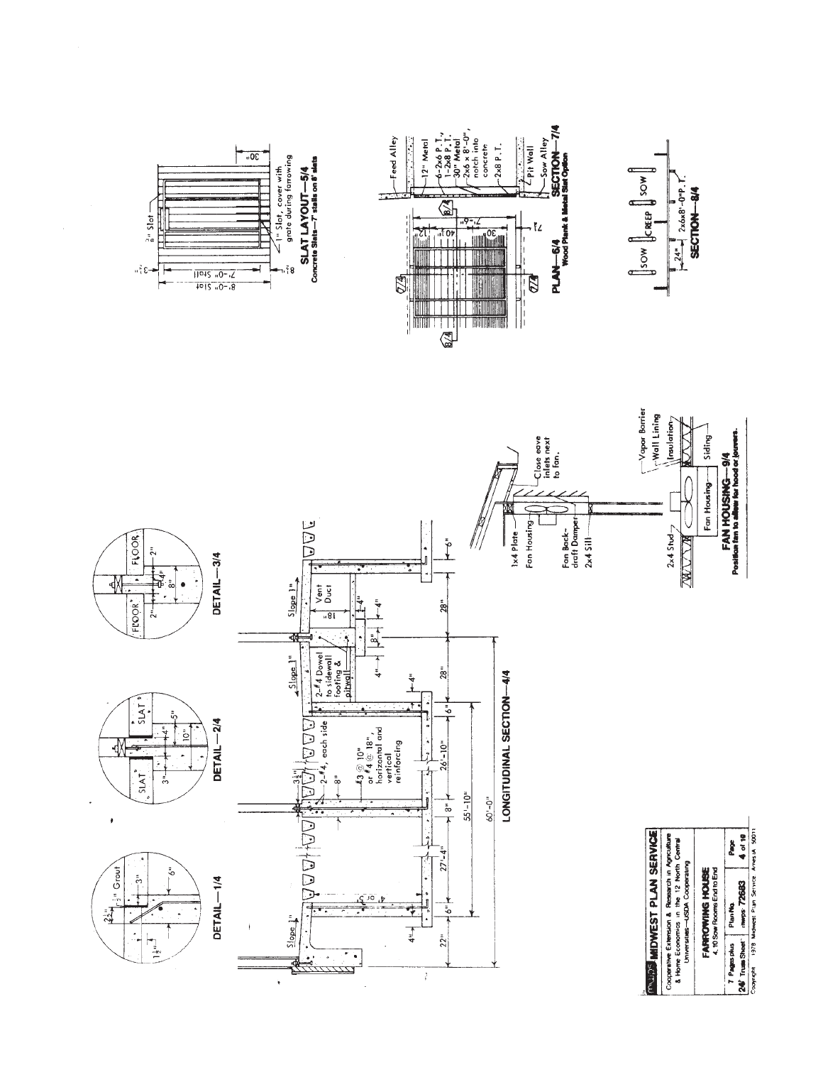DETAIL—1/4

DETAIL—2/4

DETAIL—3/4

LONGITUDINAL SECTION—4/4

SLAT LAYOUT—5/4
Concrete Slats—7' stalls on 8' slats

PLAN—6/4
Wood Plank & Metal Slat Option

SECTION—7/4

SECTION—8/4

FAN HOUSING—9/4
Position fan to allow for hood or louvers.

MIDWEST PLAN SERVICE
Cooperative Extension & Research in Agriculture & Home Economics in the 12 North Central Universities—USDA Cooperating

FARROWING HOUSE
4, 10 Sow Rooms End to End

| 7 Pages plus | Plan No. | Page |
|---|---|---|
| 24' Truss Sheet | mwps 72683 | 4 of 10 |

Copyright 1978 Midwest Plan Service Ames IA 50011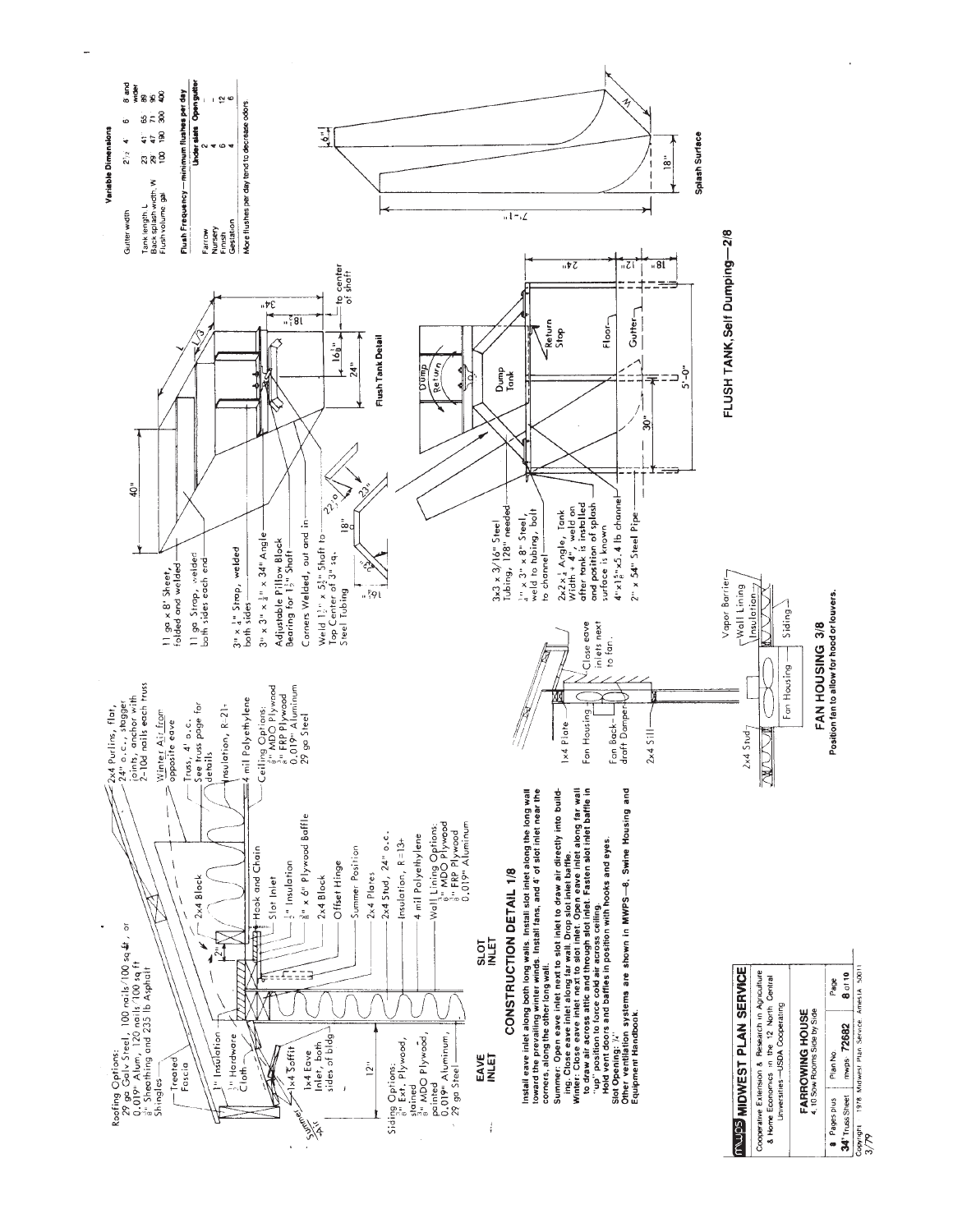Roofing Options:
29 ga Galv Steel, 100 nails/100 sq ft, or
0.019" Alum, 120 nails/100 sq ft
3/8" Sheathing and 235 lb Asphalt
Shingles

Treated Fascia

1" Insulation

1/4" Hardware Cloth

1x4 Soffit

Summer Air

1x4 Eave Inlet, both sides of bldg

12"

Siding Options:
1/2" Ext. Plywood, stained
3/8" MDO Plywood, painted
0.019" Aluminum
29 ga Steel

2x4 Block

2"

Hook and Chain

Slot Inlet

1" Insulation

3/8" x 6" Plywood Baffle

2x4 Block

Offset Hinge

Summer Position

2x4 Plates

2x4 Stud, 24" o.c.

Insulation, R=13+

4 mil Polyethylene

Wall Lining Options:
3/8" MDO Plywood
3/8" FRP Plywood
0.019" Aluminum

2x4 Purlins, flat, 24" o.c., stagger joints, anchor with 2-10d nails each truss

Winter Air from opposite eave

Truss, 4' o.c.
See truss page for details

Insulation, R-21-

4 mil Polyethylene

Ceiling Options:
3/8" MDO Plywood
3/8" FRP Plywood
0.019" Aluminum
29 ga Steel

EAVE INLET

SLOT INLET

## CONSTRUCTION DETAIL 1/8

**Install eave inlet along both long walls. Install slot inlet along the long wall toward the prevailing winter winds. Install fans, and 4' of slot inlet near the corners, along the other long wall.**

**Summer: Open eave inlet next to slot inlet to draw air directly into building. Close eave inlet along far wall. Drop slot inlet baffle.**

**Winter: Close eave inlet next to slot inlet. Open eave inlet along far wall to draw air across attic and through slot inlet. Fasten slot inlet baffle in "up" position to force cold air across ceiling.**

**Hold vent doors and baffles in position with hooks and eyes.**

**Slot Opening: 3/4"**

**Other ventilation systems are shown in MWPS—8, Swine Housing and Equipment Handbook.**

1x4 Plate

Fan Housing

Fan Back-draft Damper

2x4 Sill

Close eave inlets next to fan.

2x4 Stud

Fan Housing

Vapor Barrier

Wall Lining

Insulation

Siding

## FAN HOUSING 3/8

**Position fan to allow for hood or louvers.**

11 ga x 8' Sheet, folded and welded

11 ga Strap, welded both sides each end

3" x 1/4" Strap, welded both sides

3" x 3" x 1/4" x 34" Angle

Adjustable Pillow Block Bearing for 1 1/2" Shaft

Corners Welded, out and in

Weld 1 1/2" x 5 1/2" Shaft to Top Center of 3" sq. Steel Tubing

40"

L

L/3

34"

18"

16 1/8"

24"

to center of shaft

Flush Tank Detail

22 1/2°

23"

18"

3x3 x 3/16" Steel Tubing, 128" needed

1/4" x 3" x 8" Steel, weld to tubing, bolt to channel

2x2x1/4 Angle, Tank Width + 4", weld on after tank is installed and position of splash surface is known

4"x1 5/8"x5.4 lb channel

2" x 54" Steel Pipe

Dump

Return

Dump Tank

Return Stop

Floor

Gutter

30"

5'-0"

24"

12"

18"

7'-1"

6"

18"

W

Splash Surface

**Variable Dimensions**

| Gutter width | 2 1/2 | 4 | 6 | 8 and wider |
|---|---|---|---|---|
| Tank length, L | 23 | 41 | 65 | 89 |
| Back splash width, W | 29 | 47 | 71 | 95 |
| Flush volume, gal | 100 | 190 | 300 | 400 |

**Flush Frequency—minimum flushes per day**

| | Under slats | Open gutter |
|---|---|---|
| Farrow | 2 | — |
| Nursery | 4 | — |
| Finish | 6 | 12 |
| Gestation | 4 | 6 |

More flushes per day tend to decrease odors.

## FLUSH TANK, Self Dumping—2/8

**MWPS MIDWEST PLAN SERVICE**

Cooperative Extension & Research in Agriculture & Home Economics in the 12 North Central Universities—USDA Cooperating

**FARROWING HOUSE**
4, 10 Sow Rooms Side by Side

| 8 Pages plus 34' Truss Sheet | Plan No. mwps 72682 | Page 8 of 10 |
|---|---|---|

Copyright 1978 Midwest Plan Service Ames IA 50011
3/79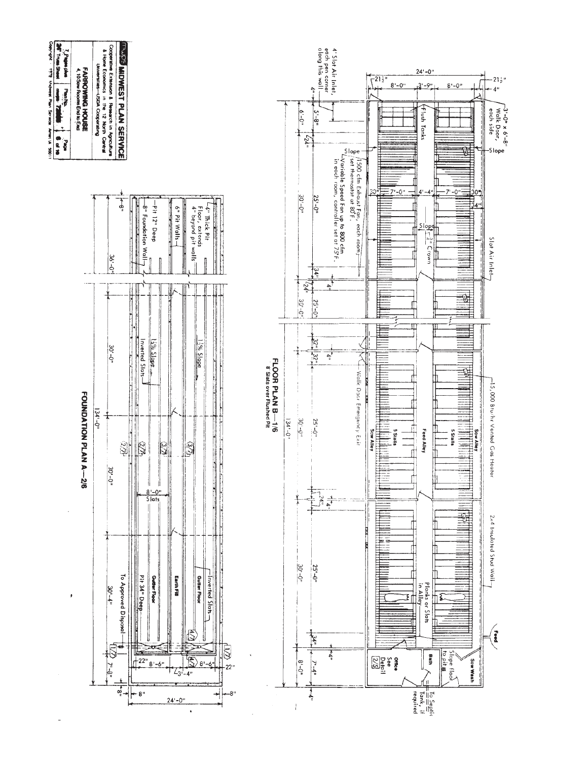# MIDWEST PLAN SERVICE

Cooperative Extension & Research in Agriculture & Home Economics in the 12 North Central Universities—USDA Cooperating

**FARROWING HOUSE**
4, 10 Sow Rooms End to End

| 7 Pages plus 36" Truss Sheet | Plan No. 72406 | Page 6 of 10 |
|---|---|---|

Copyright 1978 Midwest Plan Service Ames, IA 50011

## FLOOR PLAN B—1/6

8' Slats over Flushed Pit

- 4' Slot Air Inlet, each pen corner along this wall
- 3'-0" x 6'-8" Walk Door, each side
- Flush Tanks
- Slope
- 1500 cfm Exhaust Fan, each room; set thermostat at 80°F.
- Variable Speed Fan up to 800 cfm in each room, controller set at 75°F.
- Slope 2" Crown
- Slot Air Inlet
- Walk Door Emergency Exit
- 15,000 Btu/hr Vented Gas Heater
- 2x4 Insulated Stud Wall
- Sow Alley
- Feed Alley
- 5 Stalls
- Planks or Slats in Alley
- Feed
- Sow Wash
- Slope floor to pit
- Bath
- Office See Detail 2/5
- To Septic Tank, if required

Dimensions: 24'-0"; 21½"; 8'-0"; 3'-9"; 8'-0"; 21½"; 4"; 30"; 7'-0"; 4'-4"; 7'-0"; 30"; 34"; 6'-0"; 5'-8"; 24"; 30'-0"; 25'-0"; 34"; 24"; 4"; 30'-0"; 25'-0"; 32"; 32"; 4"; 134'-0"; 30'-0"; 25'-0"; 24"; 4"; 30'-0"; 25'-0"; 34"; 4"; 8'-0"; 7'-4"; 4"

## FOUNDATION PLAN A—2/6

- 4" Thick Pit Floor, extends 4" beyond pit walls
- 6" Pit Walls
- Pit 12" Deep
- 8" Foundation Wall
- 1½% Slope
- Inverted Slats
- 8'-0" Slats
- Earth Fill
- Gutter Floor
- Inverted Slats
- Pit 34" Deep
- To Approved Disposal

Dimensions: 8"; 36'-0"; 30'-0"; 30'-0"; 30'-4"; 7'-8"; 8"; 134'-0"; 22"; 8'-6"; 3'-4"; 8'-6"; 22"; 8"; 24'-0"; 8"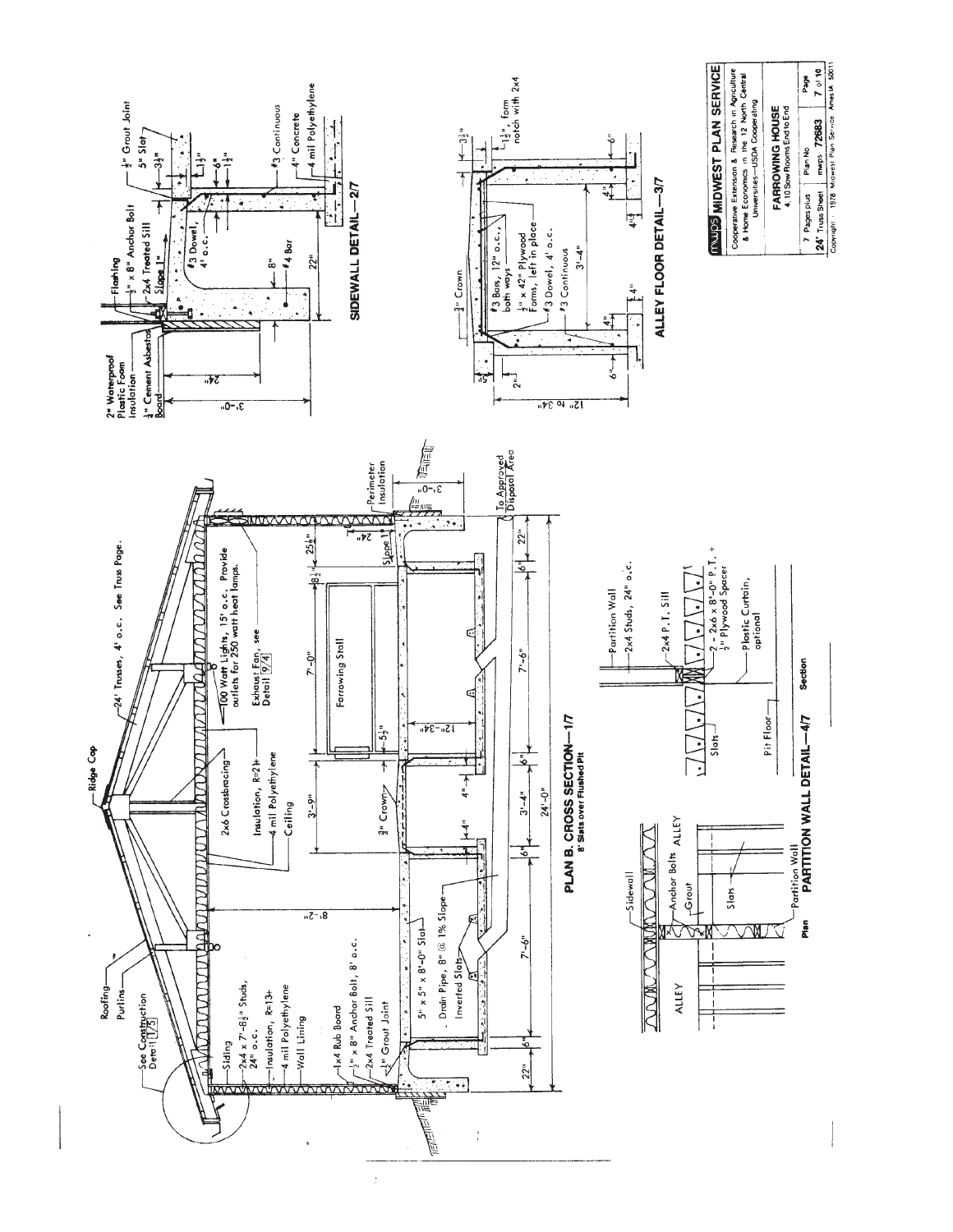PLAN B. CROSS SECTION—1/7
8' Slats over Flushed Pit

Ridge Cap
Roofing
Purlins
24' Trusses, 4' o.c. See Truss Page.
See Construction Detail 1/5
Siding
2x4 x 7'-8½" Studs, 24" o.c.
Insulation, R=13+
4 mil Polyethylene
Wall Lining
1x4 Rub Board
½" x 8" Anchor Bolt, 8' o.c.
2x4 Treated Sill
½" Grout Joint
5" x 5" x 8'-0" Slat
Drain Pipe, 8" @ 1% Slope
Inverted Slats
2x6 Crossbracing
Insulation, R=21+
4 mil Polyethylene
Ceiling
100 Watt Lights, 15' o.c. Provide outlets for 250 watt heat lamps.
Exhaust Fan, see Detail 9/4
Farrowing Stall
¾" Crown
Perimeter Insulation
Slope 1"
To Approved Disposal Area
8'-2"
3'-9"
7'-0"
12"-34"
5½"
8½"
25½"
24"
3'-0"
4"
22"
6"
7'-6"
3'-4"
24'-0"

SIDEWALL DETAIL—2/7

2" Waterproof Plastic Foam Insulation
¼" Cement Asbestos Board
Flashing
½" x 8" Anchor Bolt
2x4 Treated Sill
Slope 1"
½" Grout Joint
5" Slat
3½"
1½"
6"
1¼"
#3 Dowel, 4' o.c.
#3 Continuous
4" Concrete
4 mil Polyethylene
#4 Bar
8"
22"
24"
3'-0"

ALLEY FLOOR DETAIL—3/7

¾" Crown
#3 Bars, 12" o.c., both ways
½" x 42" Plywood Forms, left in place
#3 Dowel, 4' o.c.
#3 Continuous
3'-4"
1½", form notch with 2x4
3½"
5"
2"
12" to 34"
6"
4"
4"
4"
4"

PARTITION WALL DETAIL—4/7

Plan
Sidewall
ALLEY
ALLEY
Anchor Bolts
Grout
Slats
Partition Wall

Section
Partition Wall
2x4 Studs, 24" o.c.
2x4 P. T. Sill
2 - 2x6 x 8'-0" P. T. + ½" Plywood Spacer
Slats
Plastic Curtain, optional
Pit Floor

MWPS MIDWEST PLAN SERVICE
Cooperative Extension & Research in Agriculture & Home Economics in the 12 North Central Universities—USDA Cooperating

FARROWING HOUSE
4, 10 Sow Rooms End to End

| 7 Pages plus | Plan No. | Page |
| --- | --- | --- |
| 24' Truss Sheet | mwps-72683 | 7 of 10 |

Copyright 1978 Midwest Plan Service Ames IA 50011